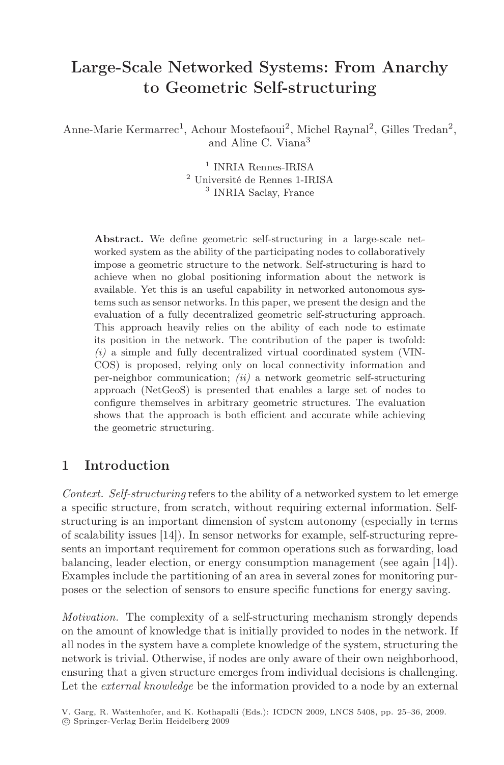# Large-Scale Networked Systems: From Anarchy to Geometric Self-structuring

Anne-Marie Kermarrec[1], Achour Mostefaoui[2], Michel Raynal[2], Gilles Tredan[2], and Aline C. Viana[3]

[1] INRIA Rennes-IRISA
[2] Université de Rennes 1-IRISA
[3] INRIA Saclay, France

**Abstract.** We define geometric self-structuring in a large-scale networked system as the ability of the participating nodes to collaboratively impose a geometric structure to the network. Self-structuring is hard to achieve when no global positioning information about the network is available. Yet this is an useful capability in networked autonomous systems such as sensor networks. In this paper, we present the design and the evaluation of a fully decentralized geometric self-structuring approach. This approach heavily relies on the ability of each node to estimate its position in the network. The contribution of the paper is twofold: *(i)* a simple and fully decentralized virtual coordinated system (VINCOS) is proposed, relying only on local connectivity information and per-neighbor communication; *(ii)* a network geometric self-structuring approach (NetGeoS) is presented that enables a large set of nodes to configure themselves in arbitrary geometric structures. The evaluation shows that the approach is both efficient and accurate while achieving the geometric structuring.

## 1 Introduction

*Context. Self-structuring* refers to the ability of a networked system to let emerge a specific structure, from scratch, without requiring external information. Self-structuring is an important dimension of system autonomy (especially in terms of scalability issues [14]). In sensor networks for example, self-structuring represents an important requirement for common operations such as forwarding, load balancing, leader election, or energy consumption management (see again [14]). Examples include the partitioning of an area in several zones for monitoring purposes or the selection of sensors to ensure specific functions for energy saving.

*Motivation.* The complexity of a self-structuring mechanism strongly depends on the amount of knowledge that is initially provided to nodes in the network. If all nodes in the system have a complete knowledge of the system, structuring the network is trivial. Otherwise, if nodes are only aware of their own neighborhood, ensuring that a given structure emerges from individual decisions is challenging. Let the *external knowledge* be the information provided to a node by an external

V. Garg, R. Wattenhofer, and K. Kothapalli (Eds.): ICDCN 2009, LNCS 5408, pp. 25–36, 2009.
© Springer-Verlag Berlin Heidelberg 2009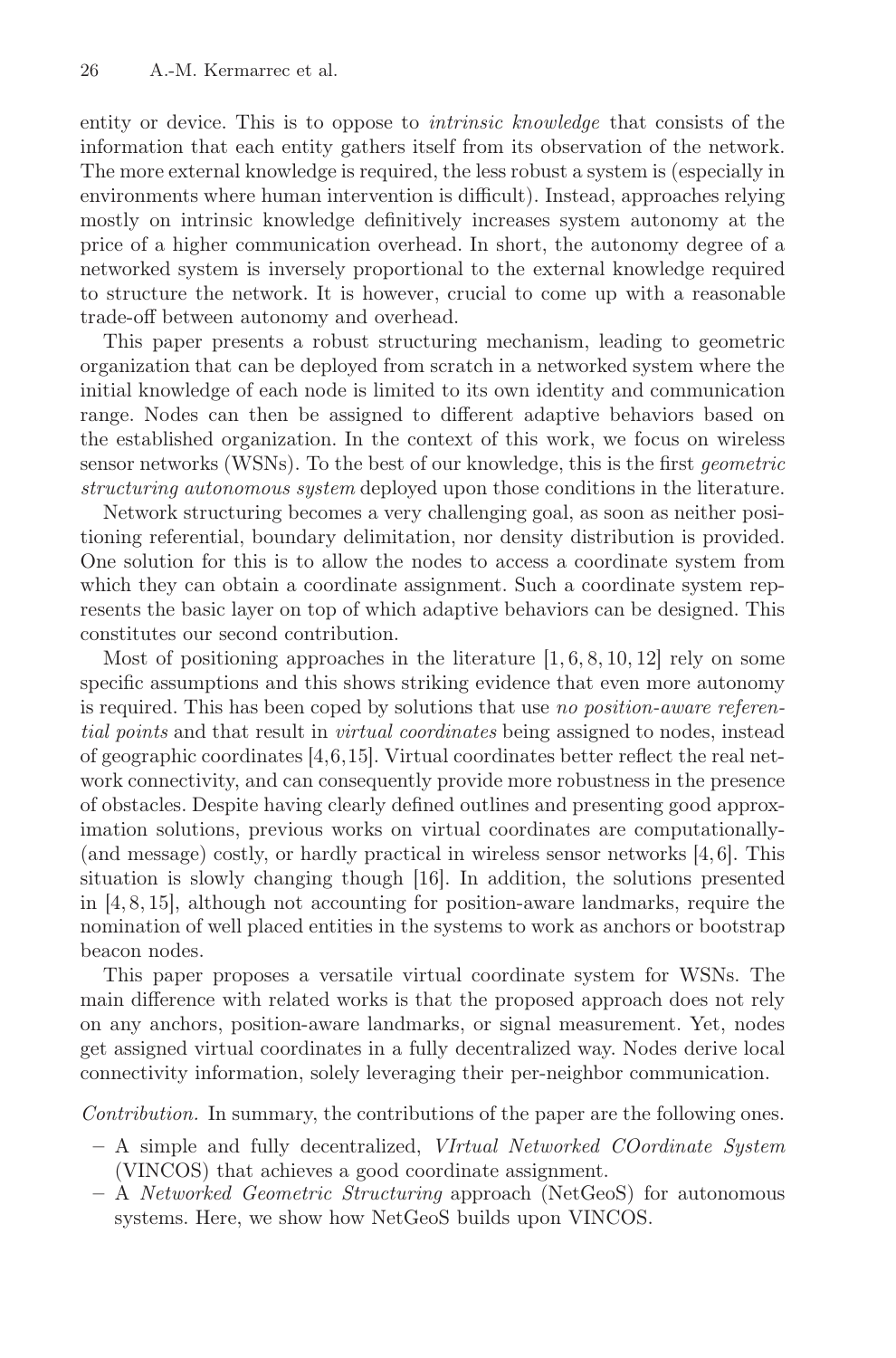entity or device. This is to oppose to *intrinsic knowledge* that consists of the information that each entity gathers itself from its observation of the network. The more external knowledge is required, the less robust a system is (especially in environments where human intervention is difficult). Instead, approaches relying mostly on intrinsic knowledge definitively increases system autonomy at the price of a higher communication overhead. In short, the autonomy degree of a networked system is inversely proportional to the external knowledge required to structure the network. It is however, crucial to come up with a reasonable trade-off between autonomy and overhead.

This paper presents a robust structuring mechanism, leading to geometric organization that can be deployed from scratch in a networked system where the initial knowledge of each node is limited to its own identity and communication range. Nodes can then be assigned to different adaptive behaviors based on the established organization. In the context of this work, we focus on wireless sensor networks (WSNs). To the best of our knowledge, this is the first *geometric structuring autonomous system* deployed upon those conditions in the literature.

Network structuring becomes a very challenging goal, as soon as neither positioning referential, boundary delimitation, nor density distribution is provided. One solution for this is to allow the nodes to access a coordinate system from which they can obtain a coordinate assignment. Such a coordinate system represents the basic layer on top of which adaptive behaviors can be designed. This constitutes our second contribution.

Most of positioning approaches in the literature [1, 6, 8, 10, 12] rely on some specific assumptions and this shows striking evidence that even more autonomy is required. This has been coped by solutions that use *no position-aware referential points* and that result in *virtual coordinates* being assigned to nodes, instead of geographic coordinates [4,6,15]. Virtual coordinates better reflect the real network connectivity, and can consequently provide more robustness in the presence of obstacles. Despite having clearly defined outlines and presenting good approximation solutions, previous works on virtual coordinates are computationally- (and message) costly, or hardly practical in wireless sensor networks [4, 6]. This situation is slowly changing though [16]. In addition, the solutions presented in [4, 8, 15], although not accounting for position-aware landmarks, require the nomination of well placed entities in the systems to work as anchors or bootstrap beacon nodes.

This paper proposes a versatile virtual coordinate system for WSNs. The main difference with related works is that the proposed approach does not rely on any anchors, position-aware landmarks, or signal measurement. Yet, nodes get assigned virtual coordinates in a fully decentralized way. Nodes derive local connectivity information, solely leveraging their per-neighbor communication.

*Contribution.* In summary, the contributions of the paper are the following ones.

- A simple and fully decentralized, *VIrtual Networked COordinate System* (VINCOS) that achieves a good coordinate assignment.
- A *Networked Geometric Structuring* approach (NetGeoS) for autonomous systems. Here, we show how NetGeoS builds upon VINCOS.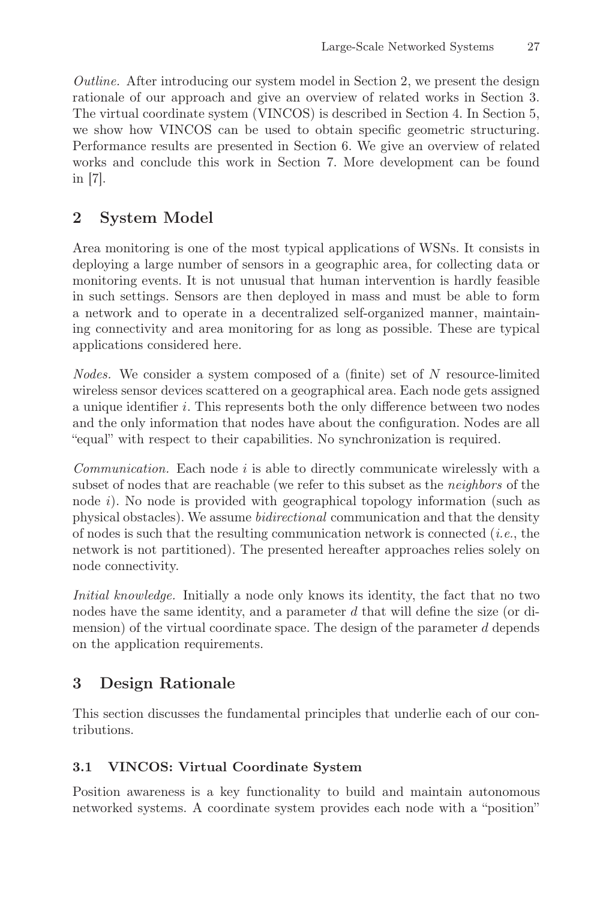*Outline.* After introducing our system model in Section 2, we present the design rationale of our approach and give an overview of related works in Section 3. The virtual coordinate system (VINCOS) is described in Section 4. In Section 5, we show how VINCOS can be used to obtain specific geometric structuring. Performance results are presented in Section 6. We give an overview of related works and conclude this work in Section 7. More development can be found in [7].

## 2 System Model

Area monitoring is one of the most typical applications of WSNs. It consists in deploying a large number of sensors in a geographic area, for collecting data or monitoring events. It is not unusual that human intervention is hardly feasible in such settings. Sensors are then deployed in mass and must be able to form a network and to operate in a decentralized self-organized manner, maintaining connectivity and area monitoring for as long as possible. These are typical applications considered here.

*Nodes.* We consider a system composed of a (finite) set of $N$ resource-limited wireless sensor devices scattered on a geographical area. Each node gets assigned a unique identifier $i$. This represents both the only difference between two nodes and the only information that nodes have about the configuration. Nodes are all "equal" with respect to their capabilities. No synchronization is required.

*Communication.* Each node $i$ is able to directly communicate wirelessly with a subset of nodes that are reachable (we refer to this subset as the *neighbors* of the node $i$). No node is provided with geographical topology information (such as physical obstacles). We assume *bidirectional* communication and that the density of nodes is such that the resulting communication network is connected (*i.e.*, the network is not partitioned). The presented hereafter approaches relies solely on node connectivity.

*Initial knowledge.* Initially a node only knows its identity, the fact that no two nodes have the same identity, and a parameter $d$ that will define the size (or dimension) of the virtual coordinate space. The design of the parameter $d$ depends on the application requirements.

## 3 Design Rationale

This section discusses the fundamental principles that underlie each of our contributions.

### 3.1 VINCOS: Virtual Coordinate System

Position awareness is a key functionality to build and maintain autonomous networked systems. A coordinate system provides each node with a "position"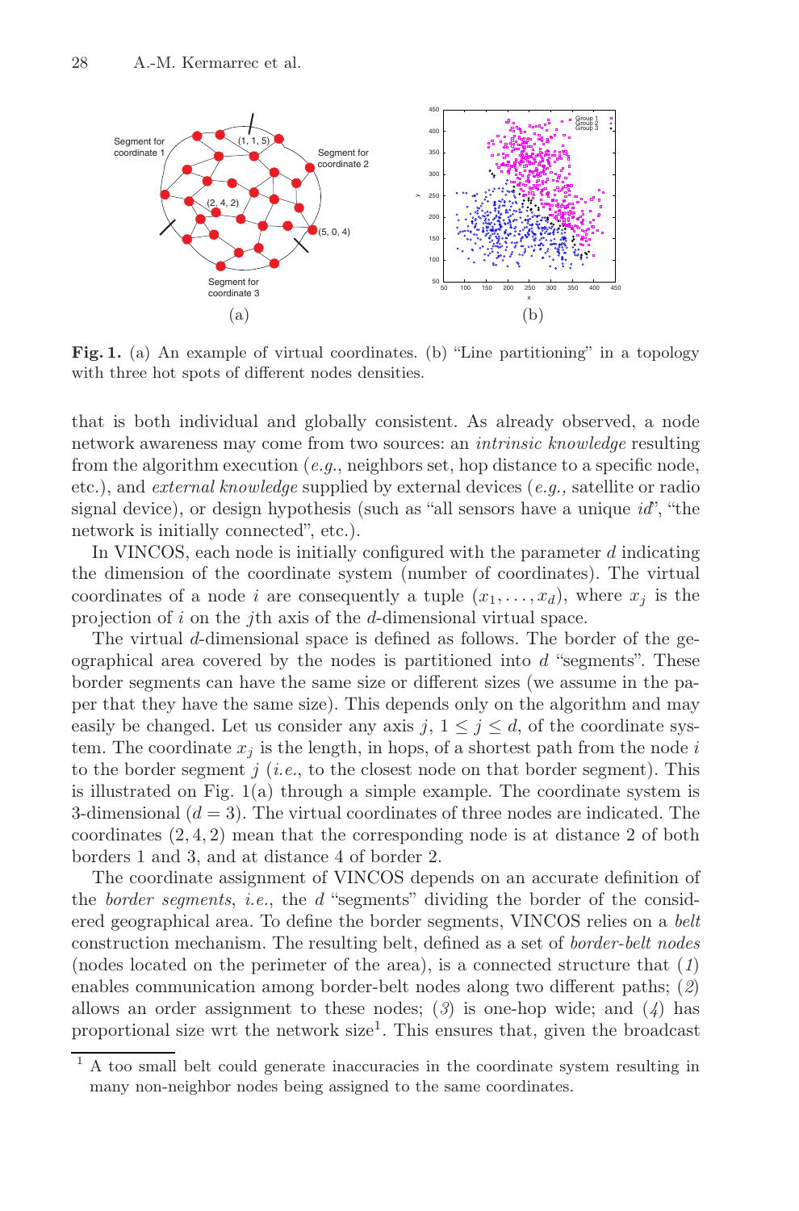Fig. 1. (a) An example of virtual coordinates. (b) "Line partitioning" in a topology with three hot spots of different nodes densities.

that is both individual and globally consistent. As already observed, a node network awareness may come from two sources: an *intrinsic knowledge* resulting from the algorithm execution (*e.g.*, neighbors set, hop distance to a specific node, etc.), and *external knowledge* supplied by external devices (*e.g.*, satellite or radio signal device), or design hypothesis (such as "all sensors have a unique *id*", "the network is initially connected", etc.).

In VINCOS, each node is initially configured with the parameter $d$ indicating the dimension of the coordinate system (number of coordinates). The virtual coordinates of a node $i$ are consequently a tuple $(x_1, \ldots, x_d)$, where $x_j$ is the projection of $i$ on the $j$th axis of the $d$-dimensional virtual space.

The virtual $d$-dimensional space is defined as follows. The border of the geographical area covered by the nodes is partitioned into $d$ "segments". These border segments can have the same size or different sizes (we assume in the paper that they have the same size). This depends only on the algorithm and may easily be changed. Let us consider any axis $j$, $1 \leq j \leq d$, of the coordinate system. The coordinate $x_j$ is the length, in hops, of a shortest path from the node $i$ to the border segment $j$ (*i.e.*, to the closest node on that border segment). This is illustrated on Fig. 1(a) through a simple example. The coordinate system is 3-dimensional ($d = 3$). The virtual coordinates of three nodes are indicated. The coordinates $(2, 4, 2)$ mean that the corresponding node is at distance 2 of both borders 1 and 3, and at distance 4 of border 2.

The coordinate assignment of VINCOS depends on an accurate definition of the *border segments*, *i.e.*, the $d$ "segments" dividing the border of the considered geographical area. To define the border segments, VINCOS relies on a *belt* construction mechanism. The resulting belt, defined as a set of *border-belt nodes* (nodes located on the perimeter of the area), is a connected structure that (*1*) enables communication among border-belt nodes along two different paths; (*2*) allows an order assignment to these nodes; (*3*) is one-hop wide; and (*4*) has proportional size wrt the network size[1]. This ensures that, given the broadcast

[1] A too small belt could generate inaccuracies in the coordinate system resulting in many non-neighbor nodes being assigned to the same coordinates.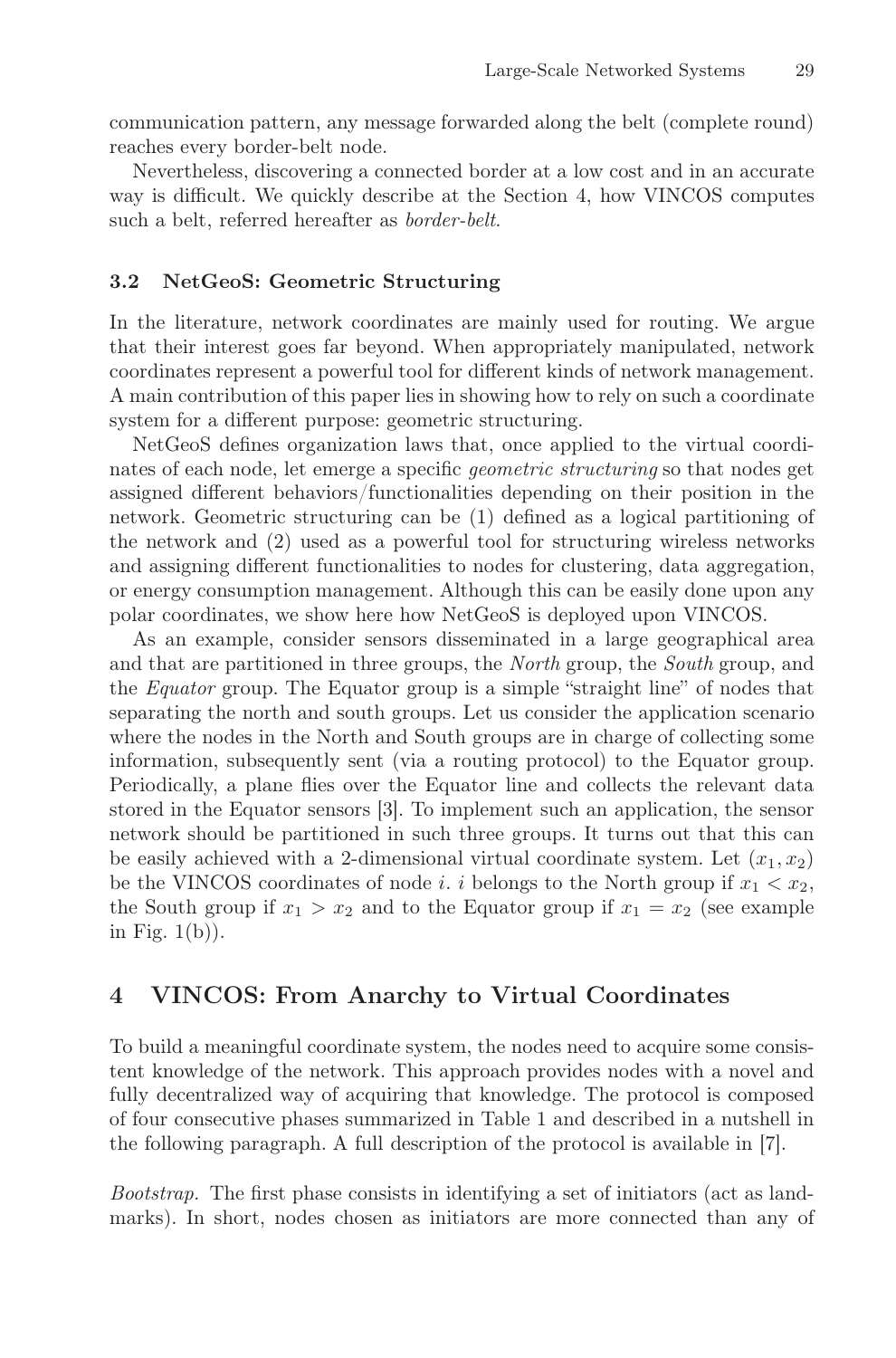communication pattern, any message forwarded along the belt (complete round) reaches every border-belt node.

Nevertheless, discovering a connected border at a low cost and in an accurate way is difficult. We quickly describe at the Section 4, how VINCOS computes such a belt, referred hereafter as *border-belt*.

### 3.2 NetGeoS: Geometric Structuring

In the literature, network coordinates are mainly used for routing. We argue that their interest goes far beyond. When appropriately manipulated, network coordinates represent a powerful tool for different kinds of network management. A main contribution of this paper lies in showing how to rely on such a coordinate system for a different purpose: geometric structuring.

NetGeoS defines organization laws that, once applied to the virtual coordinates of each node, let emerge a specific *geometric structuring* so that nodes get assigned different behaviors/functionalities depending on their position in the network. Geometric structuring can be (1) defined as a logical partitioning of the network and (2) used as a powerful tool for structuring wireless networks and assigning different functionalities to nodes for clustering, data aggregation, or energy consumption management. Although this can be easily done upon any polar coordinates, we show here how NetGeoS is deployed upon VINCOS.

As an example, consider sensors disseminated in a large geographical area and that are partitioned in three groups, the *North* group, the *South* group, and the *Equator* group. The Equator group is a simple "straight line" of nodes that separating the north and south groups. Let us consider the application scenario where the nodes in the North and South groups are in charge of collecting some information, subsequently sent (via a routing protocol) to the Equator group. Periodically, a plane flies over the Equator line and collects the relevant data stored in the Equator sensors [3]. To implement such an application, the sensor network should be partitioned in such three groups. It turns out that this can be easily achieved with a 2-dimensional virtual coordinate system. Let $(x_1, x_2)$ be the VINCOS coordinates of node $i$. $i$ belongs to the North group if $x_1 < x_2$, the South group if $x_1 > x_2$ and to the Equator group if $x_1 = x_2$ (see example in Fig. 1(b)).

## 4 VINCOS: From Anarchy to Virtual Coordinates

To build a meaningful coordinate system, the nodes need to acquire some consistent knowledge of the network. This approach provides nodes with a novel and fully decentralized way of acquiring that knowledge. The protocol is composed of four consecutive phases summarized in Table 1 and described in a nutshell in the following paragraph. A full description of the protocol is available in [7].

*Bootstrap.* The first phase consists in identifying a set of initiators (act as landmarks). In short, nodes chosen as initiators are more connected than any of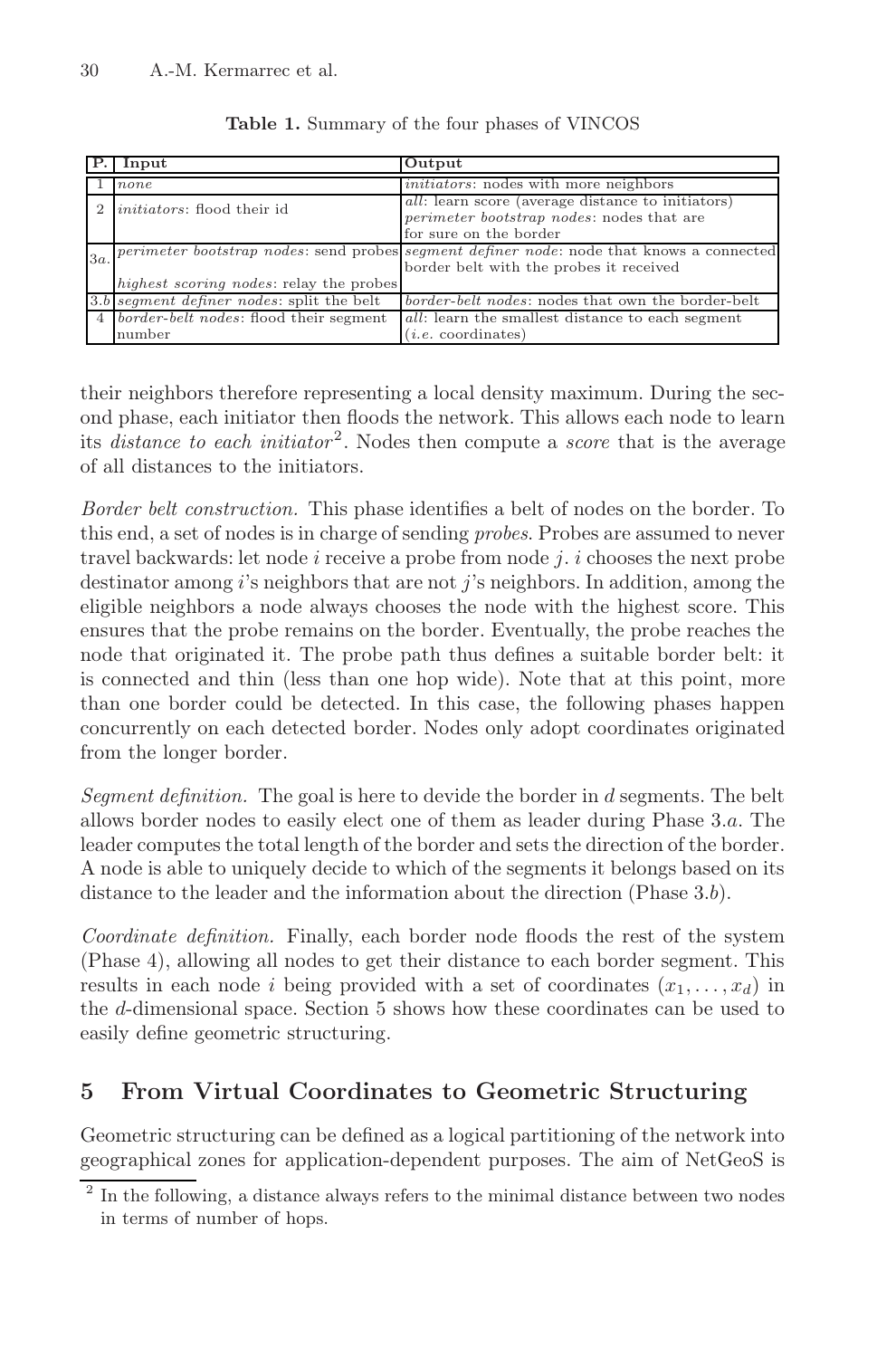**Table 1.** Summary of the four phases of VINCOS

| P. | Input | Output |
|---|---|---|
| 1 | *none* | *initiators*: nodes with more neighbors |
| 2 | *initiators*: flood their id | *all*: learn score (average distance to initiators) *perimeter bootstrap nodes*: nodes that are for sure on the border |
| 3*a*. | *perimeter bootstrap nodes*: send probes *highest scoring nodes*: relay the probes | *segment definer node*: node that knows a connected border belt with the probes it received |
| 3.*b* | *segment definer nodes*: split the belt | *border-belt nodes*: nodes that own the border-belt |
| 4 | *border-belt nodes*: flood their segment number | *all*: learn the smallest distance to each segment (*i.e.* coordinates) |

their neighbors therefore representing a local density maximum. During the second phase, each initiator then floods the network. This allows each node to learn its *distance to each initiator*[2]. Nodes then compute a *score* that is the average of all distances to the initiators.

*Border belt construction.* This phase identifies a belt of nodes on the border. To this end, a set of nodes is in charge of sending *probes*. Probes are assumed to never travel backwards: let node $i$ receive a probe from node $j$. $i$ chooses the next probe destinator among $i$'s neighbors that are not $j$'s neighbors. In addition, among the eligible neighbors a node always chooses the node with the highest score. This ensures that the probe remains on the border. Eventually, the probe reaches the node that originated it. The probe path thus defines a suitable border belt: it is connected and thin (less than one hop wide). Note that at this point, more than one border could be detected. In this case, the following phases happen concurrently on each detected border. Nodes only adopt coordinates originated from the longer border.

*Segment definition.* The goal is here to devide the border in $d$ segments. The belt allows border nodes to easily elect one of them as leader during Phase 3.$a$. The leader computes the total length of the border and sets the direction of the border. A node is able to uniquely decide to which of the segments it belongs based on its distance to the leader and the information about the direction (Phase 3.$b$).

*Coordinate definition.* Finally, each border node floods the rest of the system (Phase 4), allowing all nodes to get their distance to each border segment. This results in each node $i$ being provided with a set of coordinates $(x_1, \ldots, x_d)$ in the $d$-dimensional space. Section 5 shows how these coordinates can be used to easily define geometric structuring.

## 5 From Virtual Coordinates to Geometric Structuring

Geometric structuring can be defined as a logical partitioning of the network into geographical zones for application-dependent purposes. The aim of NetGeoS is

[2] In the following, a distance always refers to the minimal distance between two nodes in terms of number of hops.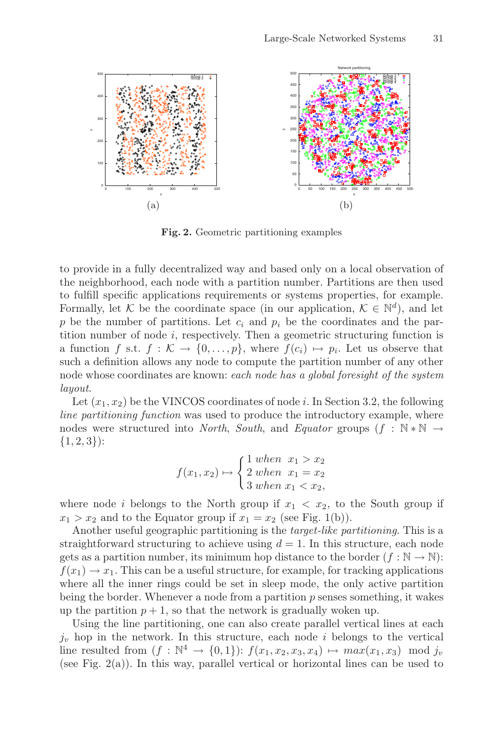(a) (b)

**Fig. 2.** Geometric partitioning examples

to provide in a fully decentralized way and based only on a local observation of the neighborhood, each node with a partition number. Partitions are then used to fulfill specific applications requirements or systems properties, for example. Formally, let $\mathcal{K}$ be the coordinate space (in our application, $\mathcal{K} \in \mathbb{N}^d$), and let $p$ be the number of partitions. Let $c_i$ and $p_i$ be the coordinates and the partition number of node $i$, respectively. Then a geometric structuring function is a function $f$ s.t. $f : \mathcal{K} \rightarrow \{0, \ldots, p\}$, where $f(c_i) \mapsto p_i$. Let us observe that such a definition allows any node to compute the partition number of any other node whose coordinates are known: *each node has a global foresight of the system layout*.

Let $(x_1, x_2)$ be the VINCOS coordinates of node $i$. In Section 3.2, the following *line partitioning function* was used to produce the introductory example, where nodes were structured into *North*, *South*, and *Equator* groups ($f : \mathbb{N} * \mathbb{N} \rightarrow \{1, 2, 3\}$):

$$f(x_1, x_2) \mapsto \begin{cases} 1 \ when \ \ x_1 > x_2 \\ 2 \ when \ \ x_1 = x_2 \\ 3 \ when \ x_1 < x_2, \end{cases}$$

where node $i$ belongs to the North group if $x_1 < x_2$, to the South group if $x_1 > x_2$ and to the Equator group if $x_1 = x_2$ (see Fig. 1(b)).

Another useful geographic partitioning is the *target-like partitioning*. This is a straightforward structuring to achieve using $d = 1$. In this structure, each node gets as a partition number, its minimum hop distance to the border ($f : \mathbb{N} \rightarrow \mathbb{N}$): $f(x_1) \rightarrow x_1$. This can be a useful structure, for example, for tracking applications where all the inner rings could be set in sleep mode, the only active partition being the border. Whenever a node from a partition $p$ senses something, it wakes up the partition $p + 1$, so that the network is gradually woken up.

Using the line partitioning, one can also create parallel vertical lines at each $j_v$ hop in the network. In this structure, each node $i$ belongs to the vertical line resulted from ($f : \mathbb{N}^4 \rightarrow \{0, 1\}$): $f(x_1, x_2, x_3, x_4) \mapsto max(x_1, x_3) \mod j_v$ (see Fig. 2(a)). In this way, parallel vertical or horizontal lines can be used to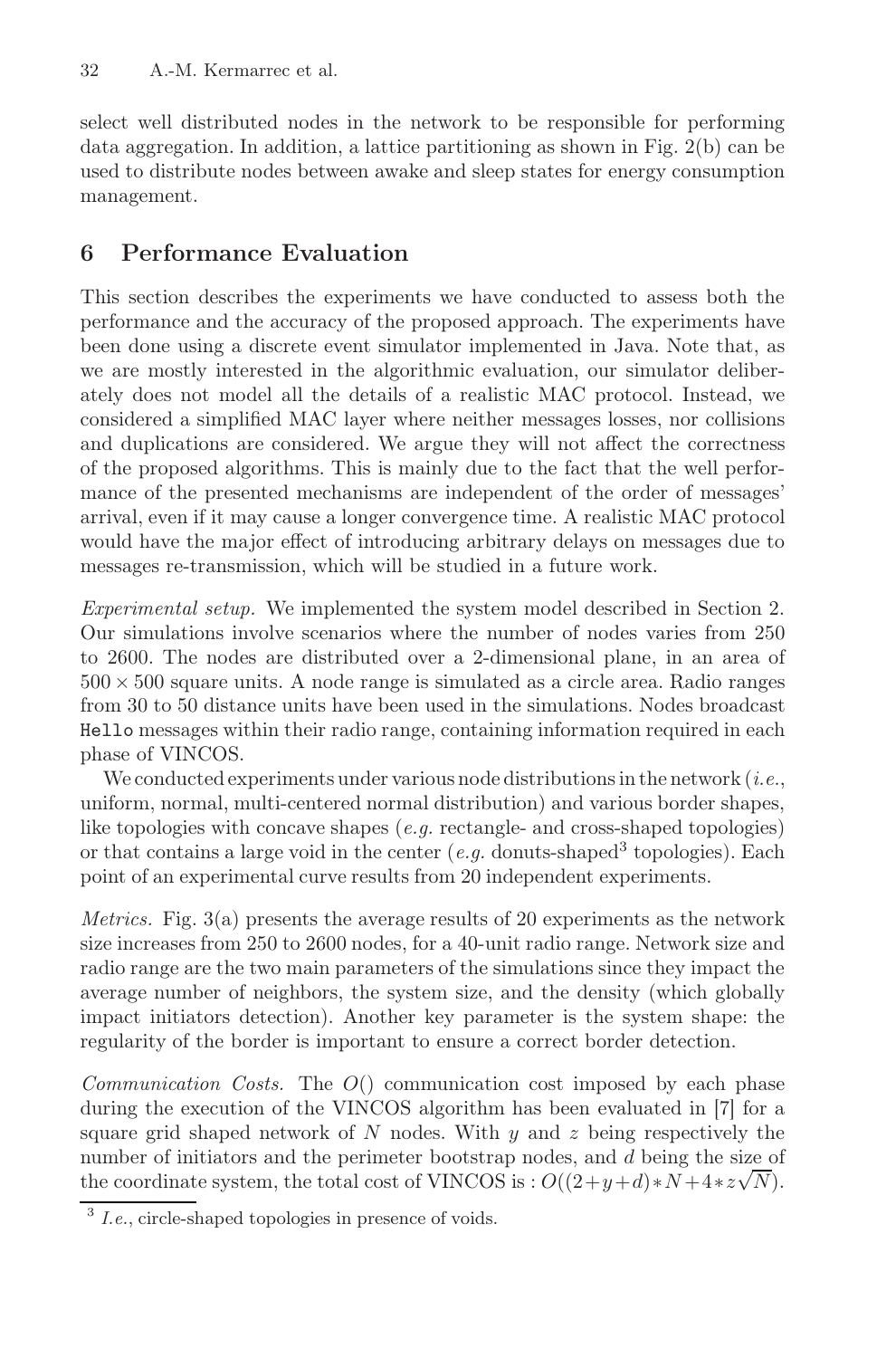select well distributed nodes in the network to be responsible for performing data aggregation. In addition, a lattice partitioning as shown in Fig. 2(b) can be used to distribute nodes between awake and sleep states for energy consumption management.

## 6 Performance Evaluation

This section describes the experiments we have conducted to assess both the performance and the accuracy of the proposed approach. The experiments have been done using a discrete event simulator implemented in Java. Note that, as we are mostly interested in the algorithmic evaluation, our simulator deliberately does not model all the details of a realistic MAC protocol. Instead, we considered a simplified MAC layer where neither messages losses, nor collisions and duplications are considered. We argue they will not affect the correctness of the proposed algorithms. This is mainly due to the fact that the well performance of the presented mechanisms are independent of the order of messages' arrival, even if it may cause a longer convergence time. A realistic MAC protocol would have the major effect of introducing arbitrary delays on messages due to messages re-transmission, which will be studied in a future work.

*Experimental setup.* We implemented the system model described in Section 2. Our simulations involve scenarios where the number of nodes varies from 250 to 2600. The nodes are distributed over a 2-dimensional plane, in an area of $500 \times 500$ square units. A node range is simulated as a circle area. Radio ranges from 30 to 50 distance units have been used in the simulations. Nodes broadcast `Hello` messages within their radio range, containing information required in each phase of VINCOS.

We conducted experiments under various node distributions in the network (*i.e.*, uniform, normal, multi-centered normal distribution) and various border shapes, like topologies with concave shapes (*e.g.* rectangle- and cross-shaped topologies) or that contains a large void in the center (*e.g.* donuts-shaped[3] topologies). Each point of an experimental curve results from 20 independent experiments.

*Metrics.* Fig. 3(a) presents the average results of 20 experiments as the network size increases from 250 to 2600 nodes, for a 40-unit radio range. Network size and radio range are the two main parameters of the simulations since they impact the average number of neighbors, the system size, and the density (which globally impact initiators detection). Another key parameter is the system shape: the regularity of the border is important to ensure a correct border detection.

*Communication Costs.* The $O()$ communication cost imposed by each phase during the execution of the VINCOS algorithm has been evaluated in [7] for a square grid shaped network of $N$ nodes. With $y$ and $z$ being respectively the number of initiators and the perimeter bootstrap nodes, and $d$ being the size of the coordinate system, the total cost of VINCOS is : $O((2+y+d)*N+4*z\sqrt{N})$.

[3] *I.e.*, circle-shaped topologies in presence of voids.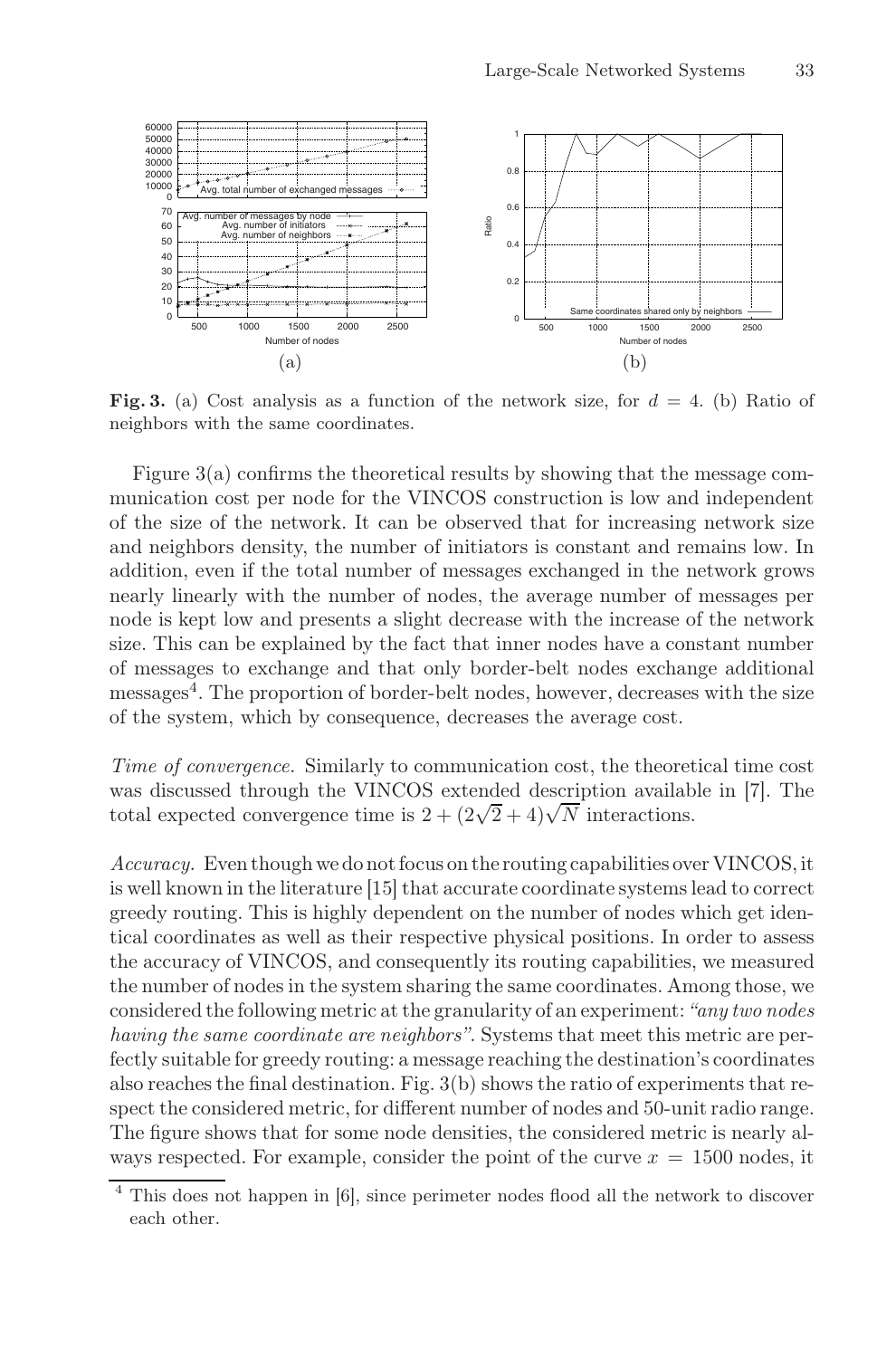60000
50000
40000
30000
20000
10000
0
Avg. total number of exchanged messages

70
60
50
40
30
20
10
0
Avg. number of messages by node
Avg. number of initiators
Avg. number of neighbors
500 1000 1500 2000 2500
Number of nodes

(a)

1
0.8
0.6
0.4
0.2
0
Ratio
Same coordinates shared only by neighbors
500 1000 1500 2000 2500
Number of nodes

(b)

**Fig. 3.** (a) Cost analysis as a function of the network size, for $d = 4$. (b) Ratio of neighbors with the same coordinates.

Figure 3(a) confirms the theoretical results by showing that the message communication cost per node for the VINCOS construction is low and independent of the size of the network. It can be observed that for increasing network size and neighbors density, the number of initiators is constant and remains low. In addition, even if the total number of messages exchanged in the network grows nearly linearly with the number of nodes, the average number of messages per node is kept low and presents a slight decrease with the increase of the network size. This can be explained by the fact that inner nodes have a constant number of messages to exchange and that only border-belt nodes exchange additional messages[4]. The proportion of border-belt nodes, however, decreases with the size of the system, which by consequence, decreases the average cost.

*Time of convergence.* Similarly to communication cost, the theoretical time cost was discussed through the VINCOS extended description available in [7]. The total expected convergence time is $2 + (2\sqrt{2} + 4)\sqrt{N}$ interactions.

*Accuracy.* Even though we do not focus on the routing capabilities over VINCOS, it is well known in the literature [15] that accurate coordinate systems lead to correct greedy routing. This is highly dependent on the number of nodes which get identical coordinates as well as their respective physical positions. In order to assess the accuracy of VINCOS, and consequently its routing capabilities, we measured the number of nodes in the system sharing the same coordinates. Among those, we considered the following metric at the granularity of an experiment: *"any two nodes having the same coordinate are neighbors"*. Systems that meet this metric are perfectly suitable for greedy routing: a message reaching the destination's coordinates also reaches the final destination. Fig. 3(b) shows the ratio of experiments that respect the considered metric, for different number of nodes and 50-unit radio range. The figure shows that for some node densities, the considered metric is nearly always respected. For example, consider the point of the curve $x = 1500$ nodes, it

[4] This does not happen in [6], since perimeter nodes flood all the network to discover each other.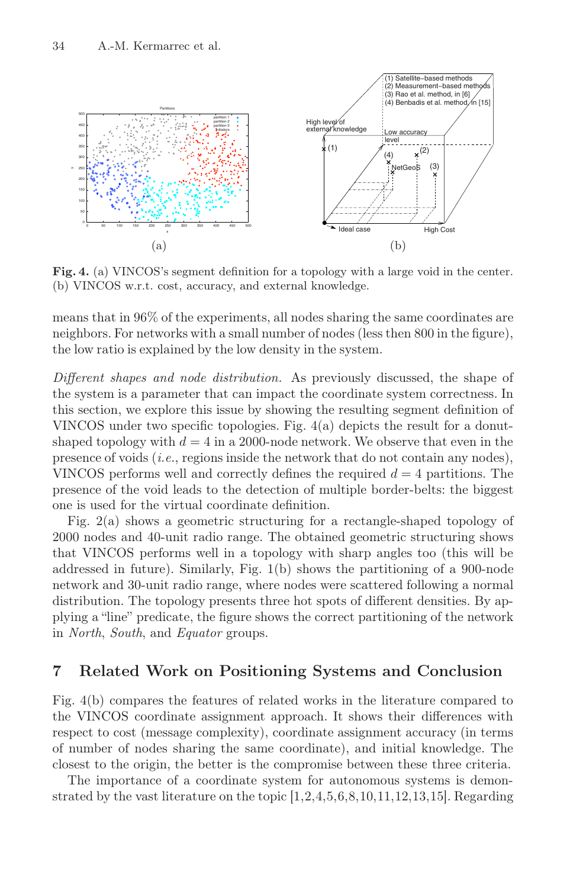**Fig. 4.** (a) VINCOS's segment definition for a topology with a large void in the center. (b) VINCOS w.r.t. cost, accuracy, and external knowledge.

means that in 96% of the experiments, all nodes sharing the same coordinates are neighbors. For networks with a small number of nodes (less then 800 in the figure), the low ratio is explained by the low density in the system.

*Different shapes and node distribution.* As previously discussed, the shape of the system is a parameter that can impact the coordinate system correctness. In this section, we explore this issue by showing the resulting segment definition of VINCOS under two specific topologies. Fig. 4(a) depicts the result for a donut-shaped topology with $d = 4$ in a 2000-node network. We observe that even in the presence of voids (*i.e.*, regions inside the network that do not contain any nodes), VINCOS performs well and correctly defines the required $d = 4$ partitions. The presence of the void leads to the detection of multiple border-belts: the biggest one is used for the virtual coordinate definition.

Fig. 2(a) shows a geometric structuring for a rectangle-shaped topology of 2000 nodes and 40-unit radio range. The obtained geometric structuring shows that VINCOS performs well in a topology with sharp angles too (this will be addressed in future). Similarly, Fig. 1(b) shows the partitioning of a 900-node network and 30-unit radio range, where nodes were scattered following a normal distribution. The topology presents three hot spots of different densities. By applying a "line" predicate, the figure shows the correct partitioning of the network in *North*, *South*, and *Equator* groups.

## 7 Related Work on Positioning Systems and Conclusion

Fig. 4(b) compares the features of related works in the literature compared to the VINCOS coordinate assignment approach. It shows their differences with respect to cost (message complexity), coordinate assignment accuracy (in terms of number of nodes sharing the same coordinate), and initial knowledge. The closest to the origin, the better is the compromise between these three criteria.

The importance of a coordinate system for autonomous systems is demonstrated by the vast literature on the topic [1,2,4,5,6,8,10,11,12,13,15]. Regarding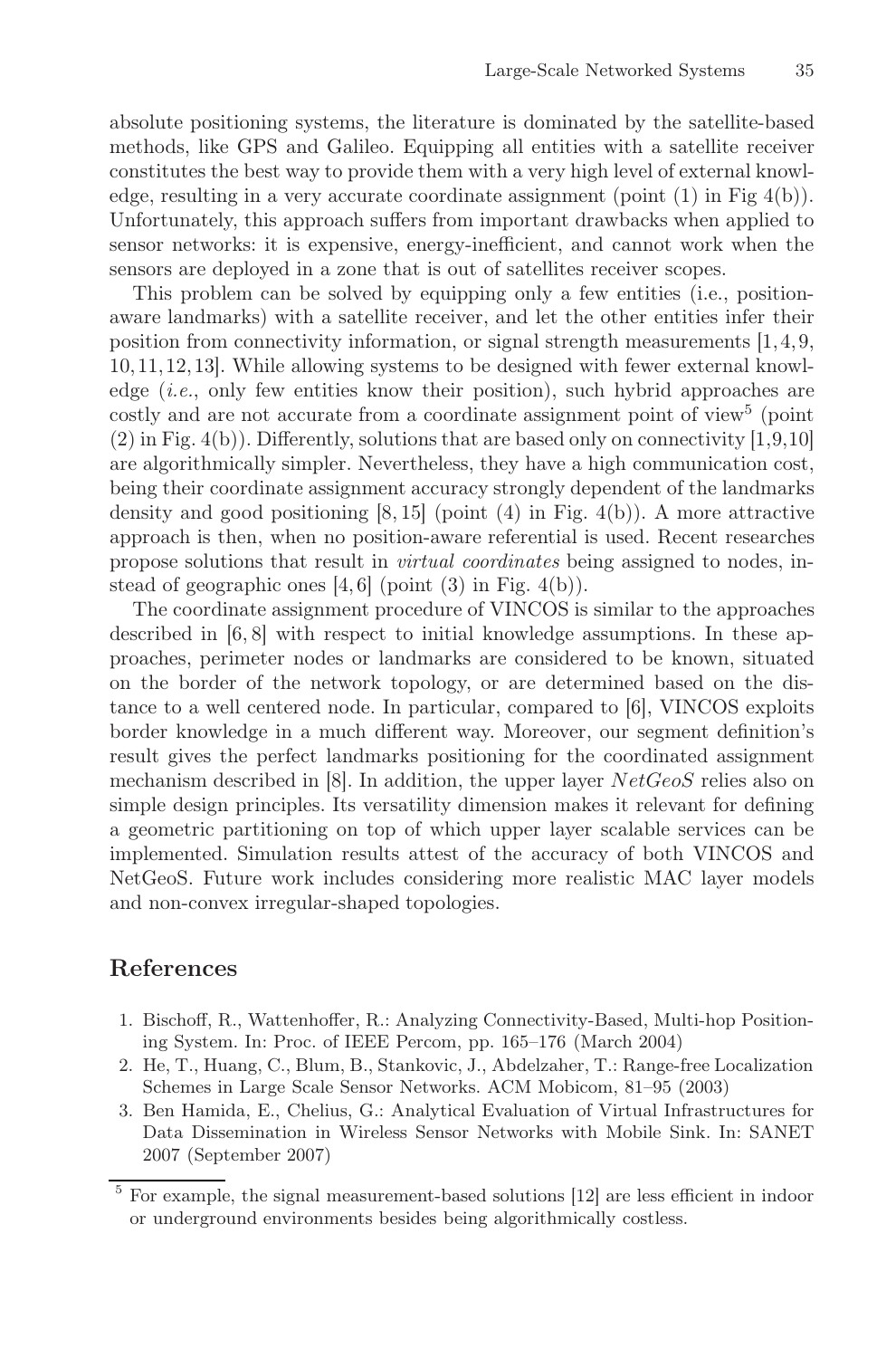absolute positioning systems, the literature is dominated by the satellite-based methods, like GPS and Galileo. Equipping all entities with a satellite receiver constitutes the best way to provide them with a very high level of external knowledge, resulting in a very accurate coordinate assignment (point (1) in Fig 4(b)). Unfortunately, this approach suffers from important drawbacks when applied to sensor networks: it is expensive, energy-inefficient, and cannot work when the sensors are deployed in a zone that is out of satellites receiver scopes.

This problem can be solved by equipping only a few entities (i.e., position-aware landmarks) with a satellite receiver, and let the other entities infer their position from connectivity information, or signal strength measurements [1, 4, 9, 10, 11, 12, 13]. While allowing systems to be designed with fewer external knowledge (*i.e.*, only few entities know their position), such hybrid approaches are costly and are not accurate from a coordinate assignment point of view[5] (point (2) in Fig. 4(b)). Differently, solutions that are based only on connectivity [1,9,10] are algorithmically simpler. Nevertheless, they have a high communication cost, being their coordinate assignment accuracy strongly dependent of the landmarks density and good positioning [8, 15] (point (4) in Fig. 4(b)). A more attractive approach is then, when no position-aware referential is used. Recent researches propose solutions that result in *virtual coordinates* being assigned to nodes, instead of geographic ones [4, 6] (point (3) in Fig. 4(b)).

The coordinate assignment procedure of VINCOS is similar to the approaches described in [6, 8] with respect to initial knowledge assumptions. In these approaches, perimeter nodes or landmarks are considered to be known, situated on the border of the network topology, or are determined based on the distance to a well centered node. In particular, compared to [6], VINCOS exploits border knowledge in a much different way. Moreover, our segment definition's result gives the perfect landmarks positioning for the coordinated assignment mechanism described in [8]. In addition, the upper layer *NetGeoS* relies also on simple design principles. Its versatility dimension makes it relevant for defining a geometric partitioning on top of which upper layer scalable services can be implemented. Simulation results attest of the accuracy of both VINCOS and NetGeoS. Future work includes considering more realistic MAC layer models and non-convex irregular-shaped topologies.

## References

1. Bischoff, R., Wattenhoffer, R.: Analyzing Connectivity-Based, Multi-hop Positioning System. In: Proc. of IEEE Percom, pp. 165–176 (March 2004)
2. He, T., Huang, C., Blum, B., Stankovic, J., Abdelzaher, T.: Range-free Localization Schemes in Large Scale Sensor Networks. ACM Mobicom, 81–95 (2003)
3. Ben Hamida, E., Chelius, G.: Analytical Evaluation of Virtual Infrastructures for Data Dissemination in Wireless Sensor Networks with Mobile Sink. In: SANET 2007 (September 2007)

[5] For example, the signal measurement-based solutions [12] are less efficient in indoor or underground environments besides being algorithmically costless.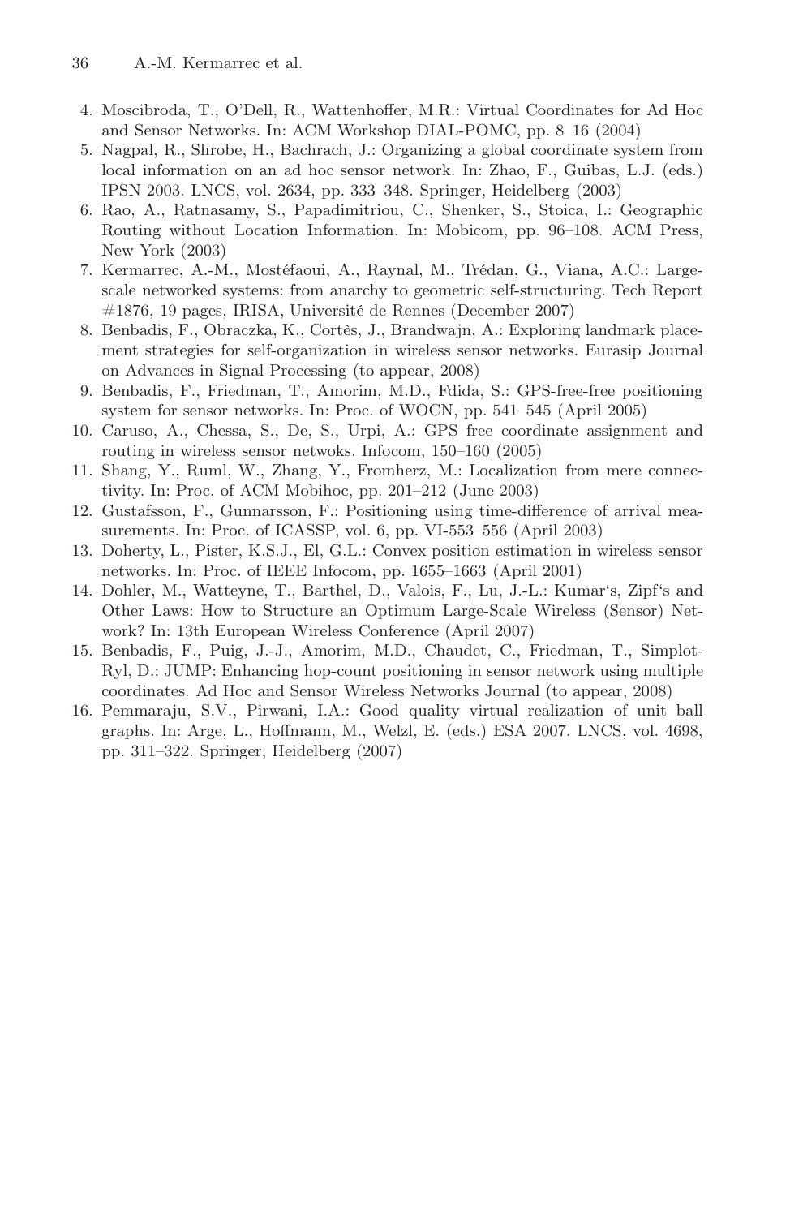4. Moscibroda, T., O'Dell, R., Wattenhoffer, M.R.: Virtual Coordinates for Ad Hoc and Sensor Networks. In: ACM Workshop DIAL-POMC, pp. 8–16 (2004)
5. Nagpal, R., Shrobe, H., Bachrach, J.: Organizing a global coordinate system from local information on an ad hoc sensor network. In: Zhao, F., Guibas, L.J. (eds.) IPSN 2003. LNCS, vol. 2634, pp. 333–348. Springer, Heidelberg (2003)
6. Rao, A., Ratnasamy, S., Papadimitriou, C., Shenker, S., Stoica, I.: Geographic Routing without Location Information. In: Mobicom, pp. 96–108. ACM Press, New York (2003)
7. Kermarrec, A.-M., Mostéfaoui, A., Raynal, M., Trédan, G., Viana, A.C.: Large-scale networked systems: from anarchy to geometric self-structuring. Tech Report #1876, 19 pages, IRISA, Université de Rennes (December 2007)
8. Benbadis, F., Obraczka, K., Cortès, J., Brandwajn, A.: Exploring landmark placement strategies for self-organization in wireless sensor networks. Eurasip Journal on Advances in Signal Processing (to appear, 2008)
9. Benbadis, F., Friedman, T., Amorim, M.D., Fdida, S.: GPS-free-free positioning system for sensor networks. In: Proc. of WOCN, pp. 541–545 (April 2005)
10. Caruso, A., Chessa, S., De, S., Urpi, A.: GPS free coordinate assignment and routing in wireless sensor netwoks. Infocom, 150–160 (2005)
11. Shang, Y., Ruml, W., Zhang, Y., Fromherz, M.: Localization from mere connectivity. In: Proc. of ACM Mobihoc, pp. 201–212 (June 2003)
12. Gustafsson, F., Gunnarsson, F.: Positioning using time-difference of arrival measurements. In: Proc. of ICASSP, vol. 6, pp. VI-553–556 (April 2003)
13. Doherty, L., Pister, K.S.J., El, G.L.: Convex position estimation in wireless sensor networks. In: Proc. of IEEE Infocom, pp. 1655–1663 (April 2001)
14. Dohler, M., Watteyne, T., Barthel, D., Valois, F., Lu, J.-L.: Kumar's, Zipf's and Other Laws: How to Structure an Optimum Large-Scale Wireless (Sensor) Network? In: 13th European Wireless Conference (April 2007)
15. Benbadis, F., Puig, J.-J., Amorim, M.D., Chaudet, C., Friedman, T., Simplot-Ryl, D.: JUMP: Enhancing hop-count positioning in sensor network using multiple coordinates. Ad Hoc and Sensor Wireless Networks Journal (to appear, 2008)
16. Pemmaraju, S.V., Pirwani, I.A.: Good quality virtual realization of unit ball graphs. In: Arge, L., Hoffmann, M., Welzl, E. (eds.) ESA 2007. LNCS, vol. 4698, pp. 311–322. Springer, Heidelberg (2007)